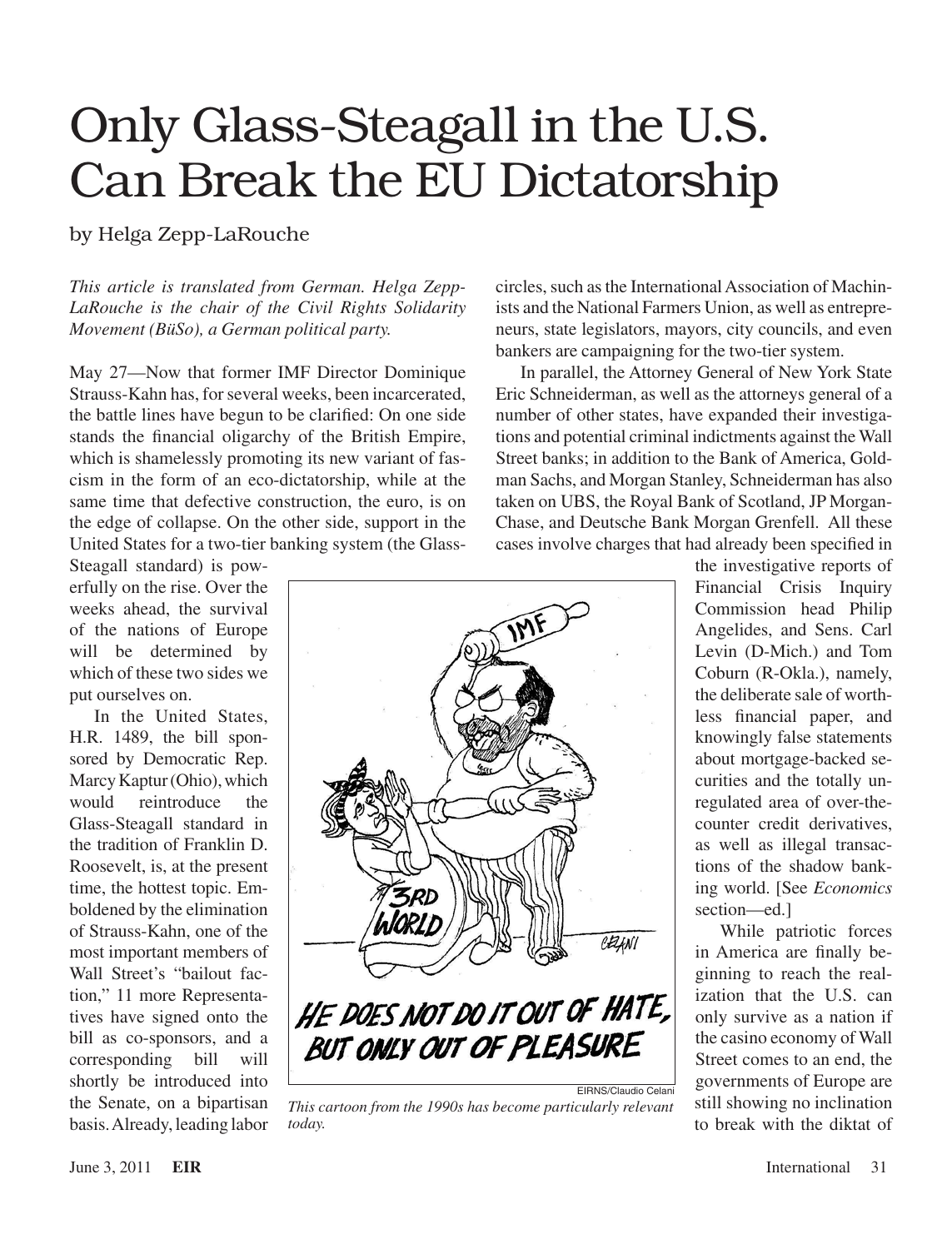# Only Glass-Steagall in the U.S. Can Break the EU Dictatorship

by Helga Zepp-LaRouche

*This article is translated from German. Helga Zepp-LaRouche is the chair of the Civil Rights Solidarity Movement (BüSo), a German political party.*

May 27—Now that former IMF Director Dominique Strauss-Kahn has, for several weeks, been incarcerated, the battle lines have begun to be clarified: On one side stands the financial oligarchy of the British Empire, which is shamelessly promoting its new variant of fascism in the form of an eco-dictatorship, while at the same time that defective construction, the euro, is on the edge of collapse. On the other side, support in the United States for a two-tier banking system (the Glass-Steagall standard) is powerfully on the rise. Over the weeks ahead, the survival of the nations of Europe will be determined by which of these two sides we put ourselves on.

In the United States, H.R. 1489, the bill sponsored by Democratic Rep. Marcy Kaptur (Ohio), which would reintroduce the Glass-Steagall standard in the tradition of Franklin D. Roosevelt, is, at the present time, the hottest topic. Emboldened by the elimination of Strauss-Kahn, one of the most important members of Wall Street's "bailout faction," 11 more Representatives have signed onto the bill as co-sponsors, and a corresponding bill will shortly be introduced into the Senate, on a bipartisan basis. Already, leading labor circles, such as the International Association of Machinists and the National Farmers Union, as well as entrepreneurs, state legislators, mayors, city councils, and even bankers are campaigning for the two-tier system.

EIRNS/Claudio Celani

*This cartoon from the 1990s has become particularly relevant today.*

In parallel, the Attorney General of New York State Eric Schneiderman, as well as the attorneys general of a number of other states, have expanded their investigations and potential criminal indictments against the Wall Street banks; in addition to the Bank of America, Goldman Sachs, and Morgan Stanley, Schneiderman has also taken on UBS, the Royal Bank of Scotland, JP Morgan-Chase, and Deutsche Bank Morgan Grenfell. All these cases involve charges that had already been specified in the investigative reports of Financial Crisis Inquiry Commission head Philip Angelides, and Sens. Carl Levin (D-Mich.) and Tom Coburn (R-Okla.), namely, the deliberate sale of worthless financial paper, and knowingly false statements about mortgage-backed securities and the totally unregulated area of over-the-counter credit derivatives, as well as illegal transactions of the shadow banking world. [See *Economics* section—ed.]

While patriotic forces in America are finally beginning to reach the realization that the U.S. can only survive as a nation if the casino economy of Wall Street comes to an end, the governments of Europe are still showing no inclination to break with the diktat of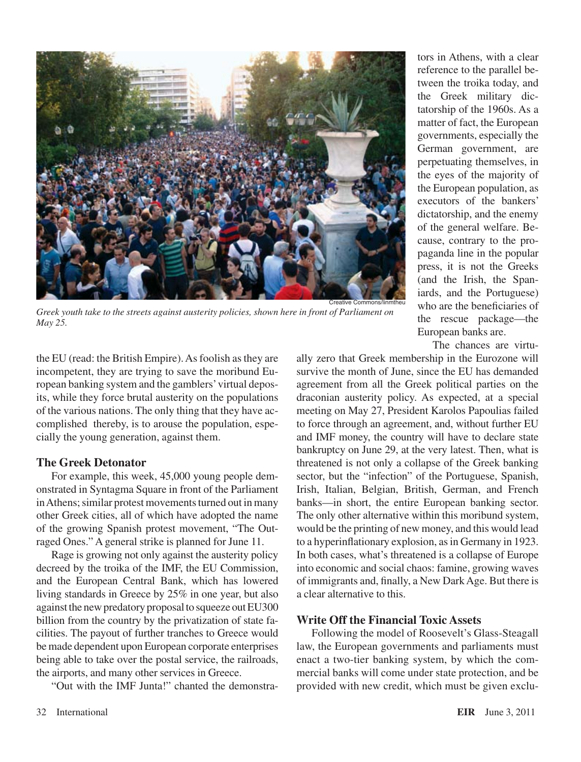Greek youth take to the streets against austerity policies, shown here in front of Parliament on May 25.

the EU (read: the British Empire). As foolish as they are incompetent, they are trying to save the moribund European banking system and the gamblers' virtual deposits, while they force brutal austerity on the populations of the various nations. The only thing that they have accomplished thereby, is to arouse the population, especially the young generation, against them.

### The Greek Detonator

For example, this week, 45,000 young people demonstrated in Syntagma Square in front of the Parliament in Athens; similar protest movements turned out in many other Greek cities, all of which have adopted the name of the growing Spanish protest movement, "The Outraged Ones." A general strike is planned for June 11.

Rage is growing not only against the austerity policy decreed by the troika of the IMF, the EU Commission, and the European Central Bank, which has lowered living standards in Greece by 25% in one year, but also against the new predatory proposal to squeeze out EU300 billion from the country by the privatization of state facilities. The payout of further tranches to Greece would be made dependent upon European corporate enterprises being able to take over the postal service, the railroads, the airports, and many other services in Greece.

"Out with the IMF Junta!" chanted the demonstrators in Athens, with a clear reference to the parallel between the troika today, and the Greek military dictatorship of the 1960s. As a matter of fact, the European governments, especially the German government, are perpetuating themselves, in the eyes of the majority of the European population, as executors of the bankers' dictatorship, and the enemy of the general welfare. Because, contrary to the propaganda line in the popular press, it is not the Greeks (and the Irish, the Spaniards, and the Portuguese) who are the beneficiaries of the rescue package—the European banks are.

The chances are virtually zero that Greek membership in the Eurozone will survive the month of June, since the EU has demanded agreement from all the Greek political parties on the draconian austerity policy. As expected, at a special meeting on May 27, President Karolos Papoulias failed to force through an agreement, and, without further EU and IMF money, the country will have to declare state bankruptcy on June 29, at the very latest. Then, what is threatened is not only a collapse of the Greek banking sector, but the "infection" of the Portuguese, Spanish, Irish, Italian, Belgian, British, German, and French banks—in short, the entire European banking sector. The only other alternative within this moribund system, would be the printing of new money, and this would lead to a hyperinflationary explosion, as in Germany in 1923. In both cases, what's threatened is a collapse of Europe into economic and social chaos: famine, growing waves of immigrants and, finally, a New Dark Age. But there is a clear alternative to this.

### Write Off the Financial Toxic Assets

Following the model of Roosevelt's Glass-Steagall law, the European governments and parliaments must enact a two-tier banking system, by which the commercial banks will come under state protection, and be provided with new credit, which must be given exclu-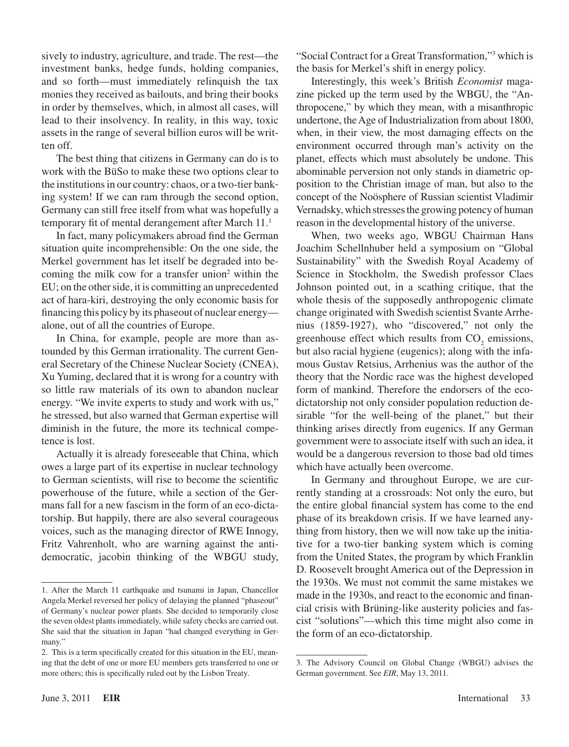sively to industry, agriculture, and trade. The rest—the investment banks, hedge funds, holding companies, and so forth—must immediately relinquish the tax monies they received as bailouts, and bring their books in order by themselves, which, in almost all cases, will lead to their insolvency. In reality, in this way, toxic assets in the range of several billion euros will be written off.

The best thing that citizens in Germany can do is to work with the BüSo to make these two options clear to the institutions in our country: chaos, or a two-tier banking system! If we can ram through the second option, Germany can still free itself from what was hopefully a temporary fit of mental derangement after March 11.[1]

In fact, many policymakers abroad find the German situation quite incomprehensible: On the one side, the Merkel government has let itself be degraded into becoming the milk cow for a transfer union[2] within the EU; on the other side, it is committing an unprecedented act of hara-kiri, destroying the only economic basis for financing this policy by its phaseout of nuclear energy—alone, out of all the countries of Europe.

In China, for example, people are more than astounded by this German irrationality. The current General Secretary of the Chinese Nuclear Society (CNEA), Xu Yuming, declared that it is wrong for a country with so little raw materials of its own to abandon nuclear energy. "We invite experts to study and work with us," he stressed, but also warned that German expertise will diminish in the future, the more its technical competence is lost.

Actually it is already foreseeable that China, which owes a large part of its expertise in nuclear technology to German scientists, will rise to become the scientific powerhouse of the future, while a section of the Germans fall for a new fascism in the form of an eco-dictatorship. But happily, there are also several courageous voices, such as the managing director of RWE Innogy, Fritz Vahrenholt, who are warning against the anti-democratic, jacobin thinking of the WBGU study, "Social Contract for a Great Transformation,"[3] which is the basis for Merkel's shift in energy policy.

Interestingly, this week's British *Economist* magazine picked up the term used by the WBGU, the "Anthropocene," by which they mean, with a misanthropic undertone, the Age of Industrialization from about 1800, when, in their view, the most damaging effects on the environment occurred through man's activity on the planet, effects which must absolutely be undone. This abominable perversion not only stands in diametric opposition to the Christian image of man, but also to the concept of the Noösphere of Russian scientist Vladimir Vernadsky, which stresses the growing potency of human reason in the developmental history of the universe.

When, two weeks ago, WBGU Chairman Hans Joachim Schellnhuber held a symposium on "Global Sustainability" with the Swedish Royal Academy of Science in Stockholm, the Swedish professor Claes Johnson pointed out, in a scathing critique, that the whole thesis of the supposedly anthropogenic climate change originated with Swedish scientist Svante Arrhenius (1859-1927), who "discovered," not only the greenhouse effect which results from $CO_2$ emissions, but also racial hygiene (eugenics); along with the infamous Gustav Retsius, Arrhenius was the author of the theory that the Nordic race was the highest developed form of mankind. Therefore the endorsers of the eco-dictatorship not only consider population reduction desirable "for the well-being of the planet," but their thinking arises directly from eugenics. If any German government were to associate itself with such an idea, it would be a dangerous reversion to those bad old times which have actually been overcome.

In Germany and throughout Europe, we are currently standing at a crossroads: Not only the euro, but the entire global financial system has come to the end phase of its breakdown crisis. If we have learned anything from history, then we will now take up the initiative for a two-tier banking system which is coming from the United States, the program by which Franklin D. Roosevelt brought America out of the Depression in the 1930s. We must not commit the same mistakes we made in the 1930s, and react to the economic and financial crisis with Brüning-like austerity policies and fascist "solutions"—which this time might also come in the form of an eco-dictatorship.

---

1. After the March 11 earthquake and tsunami in Japan, Chancellor Angela Merkel reversed her policy of delaying the planned "phaseout" of Germany's nuclear power plants. She decided to temporarily close the seven oldest plants immediately, while safety checks are carried out. She said that the situation in Japan "had changed everything in Germany."

2. This is a term specifically created for this situation in the EU, meaning that the debt of one or more EU members gets transferred to one or more others; this is specifically ruled out by the Lisbon Treaty.

3. The Advisory Council on Global Change (WBGU) advises the German government. See *EIR*, May 13, 2011.